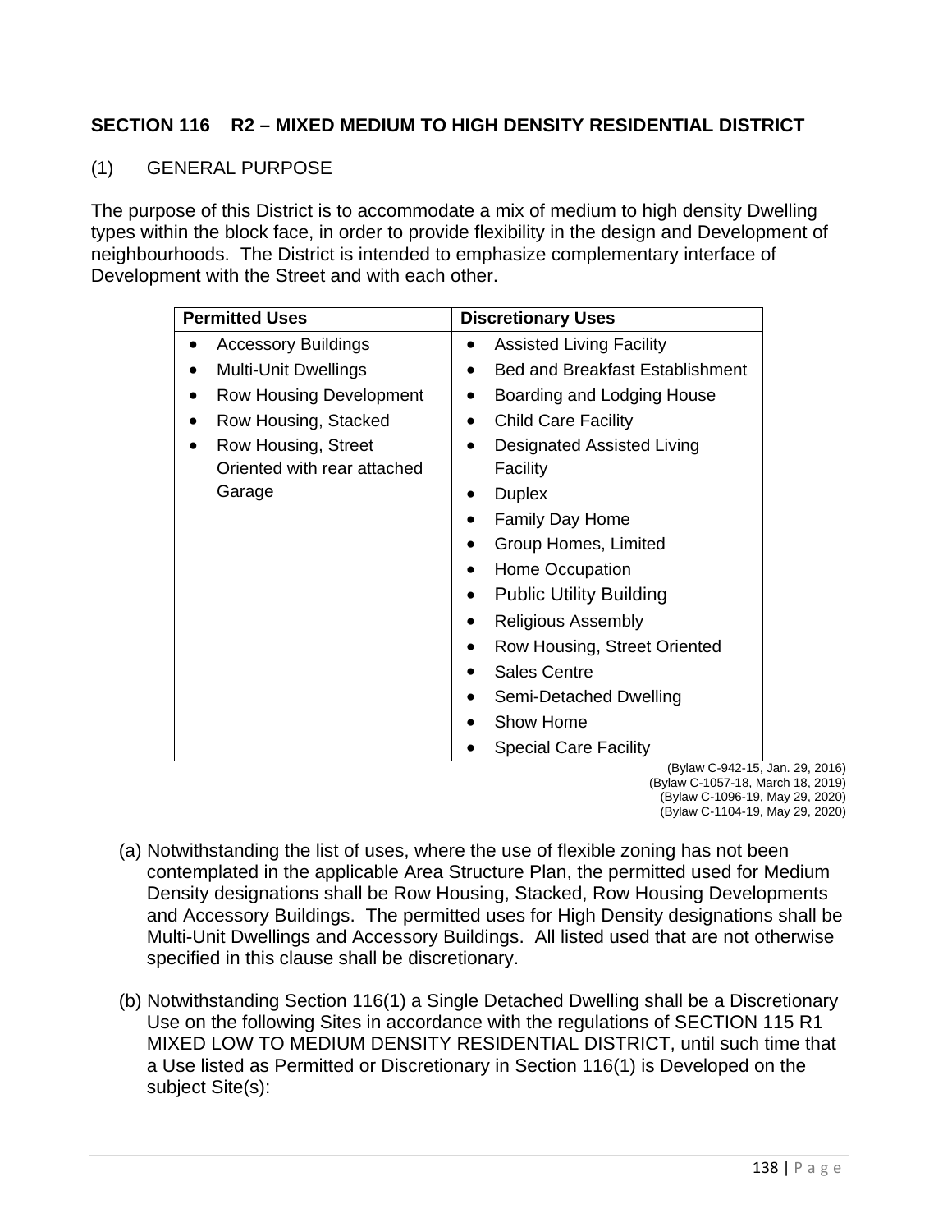## SECTION 116 R2 – MIXED MEDIUM TO HIGH DENSITY RESIDENTIAL DISTRICT

(1) GENERAL PURPOSE

The purpose of this District is to accommodate a mix of medium to high density Dwelling types within the block face, in order to provide flexibility in the design and Development of neighbourhoods. The District is intended to emphasize complementary interface of Development with the Street and with each other.

| Permitted Uses | Discretionary Uses |
|---|---|
| • Accessory Buildings<br>• Multi-Unit Dwellings<br>• Row Housing Development<br>• Row Housing, Stacked<br>• Row Housing, Street Oriented with rear attached Garage | • Assisted Living Facility<br>• Bed and Breakfast Establishment<br>• Boarding and Lodging House<br>• Child Care Facility<br>• Designated Assisted Living Facility<br>• Duplex<br>• Family Day Home<br>• Group Homes, Limited<br>• Home Occupation<br>• Public Utility Building<br>• Religious Assembly<br>• Row Housing, Street Oriented<br>• Sales Centre<br>• Semi-Detached Dwelling<br>• Show Home<br>• Special Care Facility |

(Bylaw C-942-15, Jan. 29, 2016)
(Bylaw C-1057-18, March 18, 2019)
(Bylaw C-1096-19, May 29, 2020)
(Bylaw C-1104-19, May 29, 2020)

(a) Notwithstanding the list of uses, where the use of flexible zoning has not been contemplated in the applicable Area Structure Plan, the permitted used for Medium Density designations shall be Row Housing, Stacked, Row Housing Developments and Accessory Buildings. The permitted uses for High Density designations shall be Multi-Unit Dwellings and Accessory Buildings. All listed used that are not otherwise specified in this clause shall be discretionary.

(b) Notwithstanding Section 116(1) a Single Detached Dwelling shall be a Discretionary Use on the following Sites in accordance with the regulations of SECTION 115 R1 MIXED LOW TO MEDIUM DENSITY RESIDENTIAL DISTRICT, until such time that a Use listed as Permitted or Discretionary in Section 116(1) is Developed on the subject Site(s):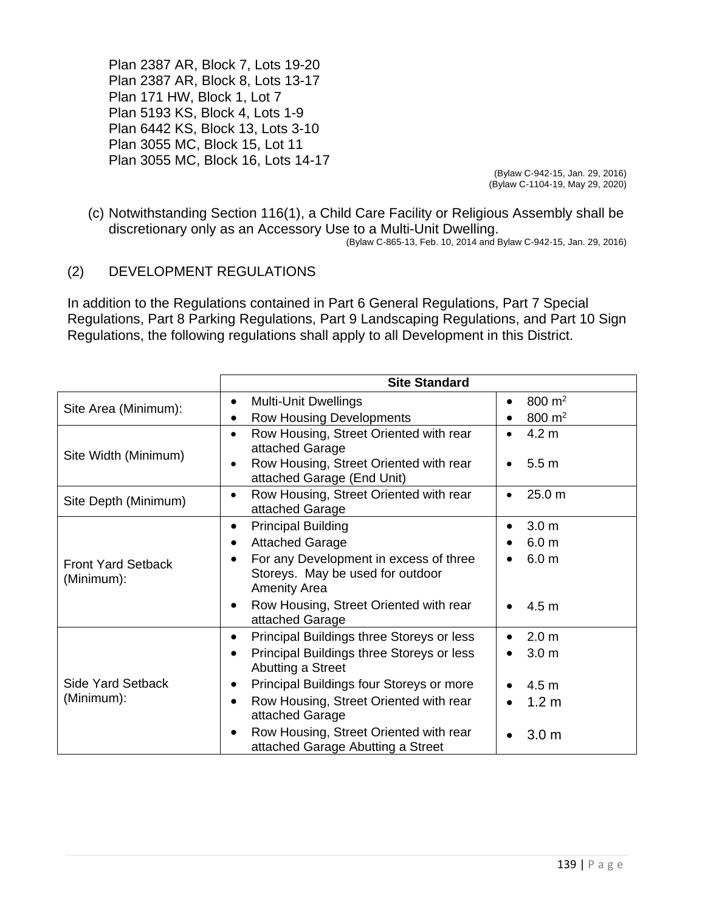Plan 2387 AR, Block 7, Lots 19-20
Plan 2387 AR, Block 8, Lots 13-17
Plan 171 HW, Block 1, Lot 7
Plan 5193 KS, Block 4, Lots 1-9
Plan 6442 KS, Block 13, Lots 3-10
Plan 3055 MC, Block 15, Lot 11
Plan 3055 MC, Block 16, Lots 14-17

(Bylaw C-942-15, Jan. 29, 2016)
(Bylaw C-1104-19, May 29, 2020)

(c) Notwithstanding Section 116(1), a Child Care Facility or Religious Assembly shall be discretionary only as an Accessory Use to a Multi-Unit Dwelling.

(Bylaw C-865-13, Feb. 10, 2014 and Bylaw C-942-15, Jan. 29, 2016)

(2) DEVELOPMENT REGULATIONS

In addition to the Regulations contained in Part 6 General Regulations, Part 7 Special Regulations, Part 8 Parking Regulations, Part 9 Landscaping Regulations, and Part 10 Sign Regulations, the following regulations shall apply to all Development in this District.

| | Site Standard | |
|---|---|---|
| Site Area (Minimum): | • Multi-Unit Dwellings<br>• Row Housing Developments | • 800 m$^2$<br>• 800 m$^2$ |
| Site Width (Minimum) | • Row Housing, Street Oriented with rear attached Garage<br>• Row Housing, Street Oriented with rear attached Garage (End Unit) | • 4.2 m<br>• 5.5 m |
| Site Depth (Minimum) | • Row Housing, Street Oriented with rear attached Garage | • 25.0 m |
| Front Yard Setback (Minimum): | • Principal Building<br>• Attached Garage<br>• For any Development in excess of three Storeys. May be used for outdoor Amenity Area<br>• Row Housing, Street Oriented with rear attached Garage | • 3.0 m<br>• 6.0 m<br>• 6.0 m<br>• 4.5 m |
| Side Yard Setback (Minimum): | • Principal Buildings three Storeys or less<br>• Principal Buildings three Storeys or less Abutting a Street<br>• Principal Buildings four Storeys or more<br>• Row Housing, Street Oriented with rear attached Garage<br>• Row Housing, Street Oriented with rear attached Garage Abutting a Street | • 2.0 m<br>• 3.0 m<br>• 4.5 m<br>• 1.2 m<br>• 3.0 m |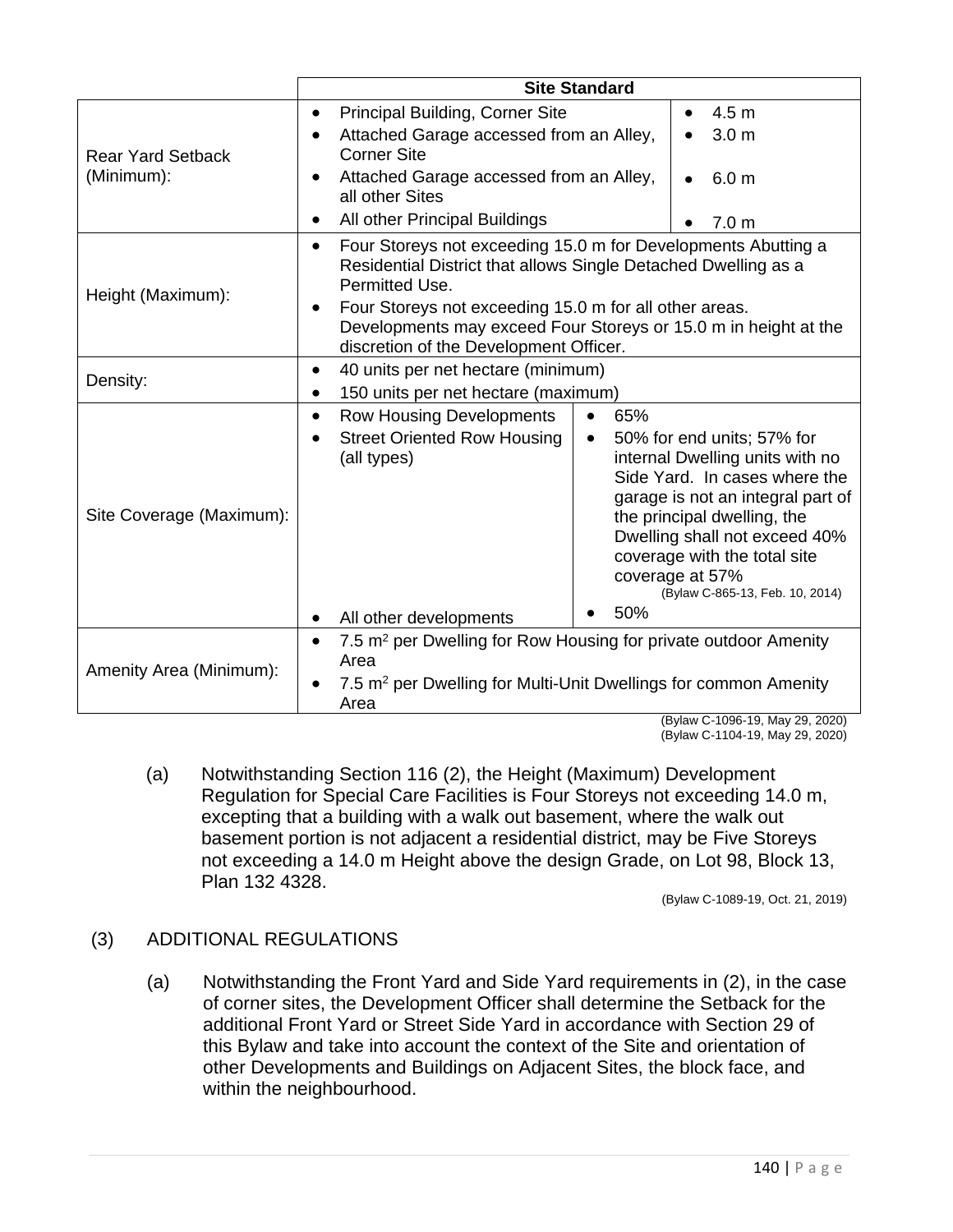| | Site Standard | |
|---|---|---|
| Rear Yard Setback (Minimum): | • Principal Building, Corner Site<br>• Attached Garage accessed from an Alley, Corner Site<br>• Attached Garage accessed from an Alley, all other Sites<br>• All other Principal Buildings | • 4.5 m<br>• 3.0 m<br>• 6.0 m<br>• 7.0 m |
| Height (Maximum): | • Four Storeys not exceeding 15.0 m for Developments Abutting a Residential District that allows Single Detached Dwelling as a Permitted Use.<br>• Four Storeys not exceeding 15.0 m for all other areas. Developments may exceed Four Storeys or 15.0 m in height at the discretion of the Development Officer. | |
| Density: | • 40 units per net hectare (minimum)<br>• 150 units per net hectare (maximum) | |
| Site Coverage (Maximum): | • Row Housing Developments<br>• Street Oriented Row Housing (all types)<br>• All other developments | • 65%<br>• 50% for end units; 57% for internal Dwelling units with no Side Yard. In cases where the garage is not an integral part of the principal dwelling, the Dwelling shall not exceed 40% coverage with the total site coverage at 57% (Bylaw C-865-13, Feb. 10, 2014)<br>• 50% |
| Amenity Area (Minimum): | • 7.5 m² per Dwelling for Row Housing for private outdoor Amenity Area<br>• 7.5 m² per Dwelling for Multi-Unit Dwellings for common Amenity Area | |

(Bylaw C-1096-19, May 29, 2020)
(Bylaw C-1104-19, May 29, 2020)

(a) Notwithstanding Section 116 (2), the Height (Maximum) Development Regulation for Special Care Facilities is Four Storeys not exceeding 14.0 m, excepting that a building with a walk out basement, where the walk out basement portion is not adjacent a residential district, may be Five Storeys not exceeding a 14.0 m Height above the design Grade, on Lot 98, Block 13, Plan 132 4328.

(Bylaw C-1089-19, Oct. 21, 2019)

(3) ADDITIONAL REGULATIONS

(a) Notwithstanding the Front Yard and Side Yard requirements in (2), in the case of corner sites, the Development Officer shall determine the Setback for the additional Front Yard or Street Side Yard in accordance with Section 29 of this Bylaw and take into account the context of the Site and orientation of other Developments and Buildings on Adjacent Sites, the block face, and within the neighbourhood.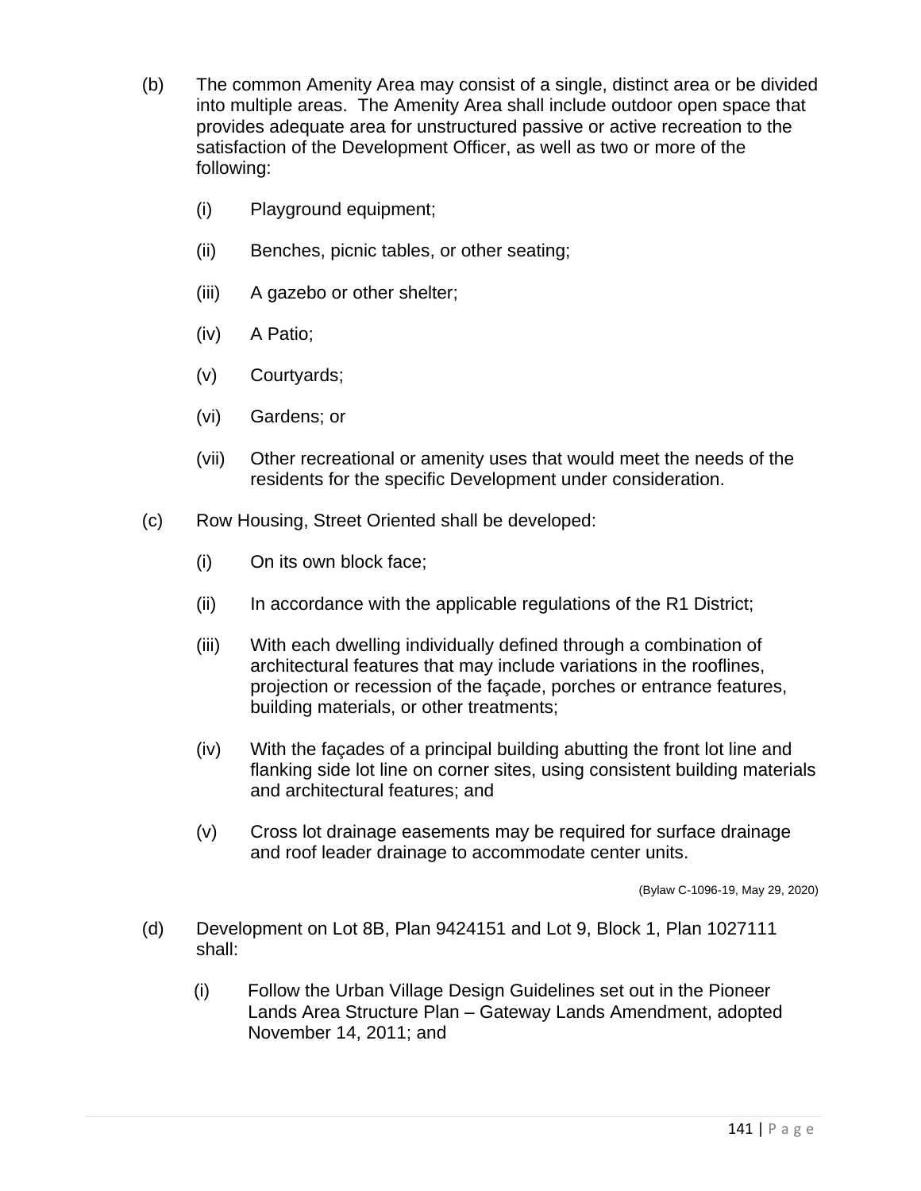(b) The common Amenity Area may consist of a single, distinct area or be divided into multiple areas. The Amenity Area shall include outdoor open space that provides adequate area for unstructured passive or active recreation to the satisfaction of the Development Officer, as well as two or more of the following:

  (i) Playground equipment;

  (ii) Benches, picnic tables, or other seating;

  (iii) A gazebo or other shelter;

  (iv) A Patio;

  (v) Courtyards;

  (vi) Gardens; or

  (vii) Other recreational or amenity uses that would meet the needs of the residents for the specific Development under consideration.

(c) Row Housing, Street Oriented shall be developed:

  (i) On its own block face;

  (ii) In accordance with the applicable regulations of the R1 District;

  (iii) With each dwelling individually defined through a combination of architectural features that may include variations in the rooflines, projection or recession of the façade, porches or entrance features, building materials, or other treatments;

  (iv) With the façades of a principal building abutting the front lot line and flanking side lot line on corner sites, using consistent building materials and architectural features; and

  (v) Cross lot drainage easements may be required for surface drainage and roof leader drainage to accommodate center units.

(Bylaw C-1096-19, May 29, 2020)

(d) Development on Lot 8B, Plan 9424151 and Lot 9, Block 1, Plan 1027111 shall:

  (i) Follow the Urban Village Design Guidelines set out in the Pioneer Lands Area Structure Plan – Gateway Lands Amendment, adopted November 14, 2011; and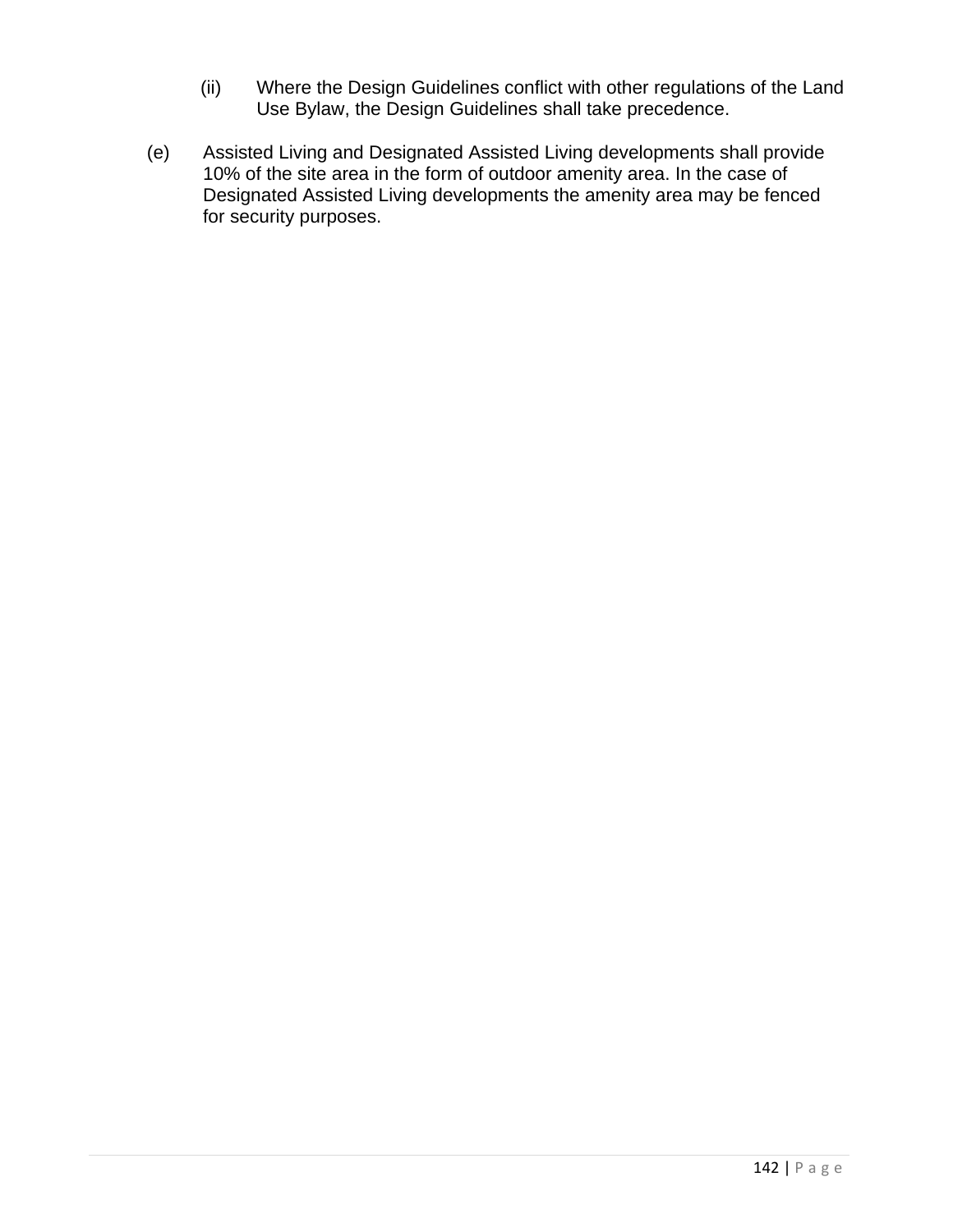(ii) Where the Design Guidelines conflict with other regulations of the Land Use Bylaw, the Design Guidelines shall take precedence.

(e) Assisted Living and Designated Assisted Living developments shall provide 10% of the site area in the form of outdoor amenity area. In the case of Designated Assisted Living developments the amenity area may be fenced for security purposes.